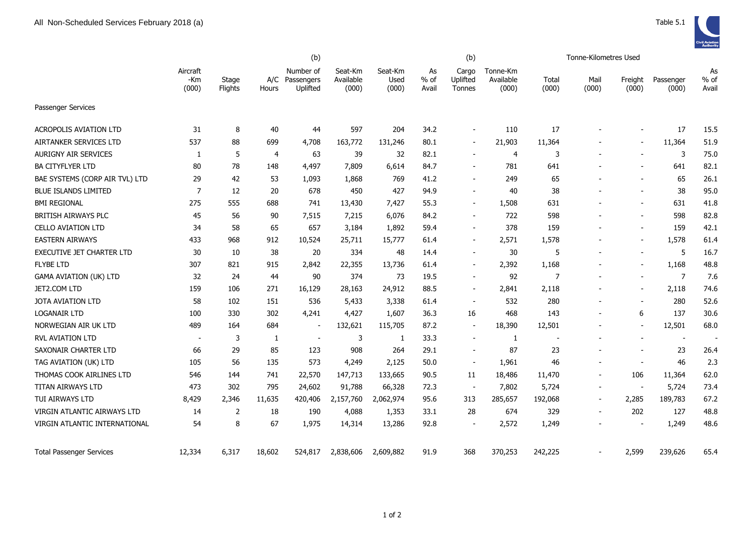All Non-Scheduled Services February 2018 (a)

Table 5.1

| | Aircraft -Km (000) | Stage Flights | A/C Hours | (b) Number of Passengers Uplifted | Seat-Km Available (000) | Seat-Km Used (000) | As % of Avail | (b) Cargo Uplifted Tonnes | Tonne-Km Available (000) | Tonne-Kilometres Used Total (000) | Mail (000) | Freight (000) | Passenger (000) | As % of Avail |
|---|---|---|---|---|---|---|---|---|---|---|---|---|---|---|
| Passenger Services | | | | | | | | | | | | | | |
| ACROPOLIS AVIATION LTD | 31 | 8 | 40 | 44 | 597 | 204 | 34.2 | - | 110 | 17 | - | - | 17 | 15.5 |
| AIRTANKER SERVICES LTD | 537 | 88 | 699 | 4,708 | 163,772 | 131,246 | 80.1 | - | 21,903 | 11,364 | - | - | 11,364 | 51.9 |
| AURIGNY AIR SERVICES | 1 | 5 | 4 | 63 | 39 | 32 | 82.1 | - | 4 | 3 | - | - | 3 | 75.0 |
| BA CITYFLYER LTD | 80 | 78 | 148 | 4,497 | 7,809 | 6,614 | 84.7 | - | 781 | 641 | - | - | 641 | 82.1 |
| BAE SYSTEMS (CORP AIR TVL) LTD | 29 | 42 | 53 | 1,093 | 1,868 | 769 | 41.2 | - | 249 | 65 | - | - | 65 | 26.1 |
| BLUE ISLANDS LIMITED | 7 | 12 | 20 | 678 | 450 | 427 | 94.9 | - | 40 | 38 | - | - | 38 | 95.0 |
| BMI REGIONAL | 275 | 555 | 688 | 741 | 13,430 | 7,427 | 55.3 | - | 1,508 | 631 | - | - | 631 | 41.8 |
| BRITISH AIRWAYS PLC | 45 | 56 | 90 | 7,515 | 7,215 | 6,076 | 84.2 | - | 722 | 598 | - | - | 598 | 82.8 |
| CELLO AVIATION LTD | 34 | 58 | 65 | 657 | 3,184 | 1,892 | 59.4 | - | 378 | 159 | - | - | 159 | 42.1 |
| EASTERN AIRWAYS | 433 | 968 | 912 | 10,524 | 25,711 | 15,777 | 61.4 | - | 2,571 | 1,578 | - | - | 1,578 | 61.4 |
| EXECUTIVE JET CHARTER LTD | 30 | 10 | 38 | 20 | 334 | 48 | 14.4 | - | 30 | 5 | - | - | 5 | 16.7 |
| FLYBE LTD | 307 | 821 | 915 | 2,842 | 22,355 | 13,736 | 61.4 | - | 2,392 | 1,168 | - | - | 1,168 | 48.8 |
| GAMA AVIATION (UK) LTD | 32 | 24 | 44 | 90 | 374 | 73 | 19.5 | - | 92 | 7 | - | - | 7 | 7.6 |
| JET2.COM LTD | 159 | 106 | 271 | 16,129 | 28,163 | 24,912 | 88.5 | - | 2,841 | 2,118 | - | - | 2,118 | 74.6 |
| JOTA AVIATION LTD | 58 | 102 | 151 | 536 | 5,433 | 3,338 | 61.4 | - | 532 | 280 | - | - | 280 | 52.6 |
| LOGANAIR LTD | 100 | 330 | 302 | 4,241 | 4,427 | 1,607 | 36.3 | 16 | 468 | 143 | - | 6 | 137 | 30.6 |
| NORWEGIAN AIR UK LTD | 489 | 164 | 684 | - | 132,621 | 115,705 | 87.2 | - | 18,390 | 12,501 | - | - | 12,501 | 68.0 |
| RVL AVIATION LTD | - | 3 | 1 | - | 3 | 1 | 33.3 | - | 1 | - | - | - | - | - |
| SAXONAIR CHARTER LTD | 66 | 29 | 85 | 123 | 908 | 264 | 29.1 | - | 87 | 23 | - | - | 23 | 26.4 |
| TAG AVIATION (UK) LTD | 105 | 56 | 135 | 573 | 4,249 | 2,125 | 50.0 | - | 1,961 | 46 | - | - | 46 | 2.3 |
| THOMAS COOK AIRLINES LTD | 546 | 144 | 741 | 22,570 | 147,713 | 133,665 | 90.5 | 11 | 18,486 | 11,470 | - | 106 | 11,364 | 62.0 |
| TITAN AIRWAYS LTD | 473 | 302 | 795 | 24,602 | 91,788 | 66,328 | 72.3 | - | 7,802 | 5,724 | - | - | 5,724 | 73.4 |
| TUI AIRWAYS LTD | 8,429 | 2,346 | 11,635 | 420,406 | 2,157,760 | 2,062,974 | 95.6 | 313 | 285,657 | 192,068 | - | 2,285 | 189,783 | 67.2 |
| VIRGIN ATLANTIC AIRWAYS LTD | 14 | 2 | 18 | 190 | 4,088 | 1,353 | 33.1 | 28 | 674 | 329 | - | 202 | 127 | 48.8 |
| VIRGIN ATLANTIC INTERNATIONAL | 54 | 8 | 67 | 1,975 | 14,314 | 13,286 | 92.8 | - | 2,572 | 1,249 | - | - | 1,249 | 48.6 |
| Total Passenger Services | 12,334 | 6,317 | 18,602 | 524,817 | 2,838,606 | 2,609,882 | 91.9 | 368 | 370,253 | 242,225 | - | 2,599 | 239,626 | 65.4 |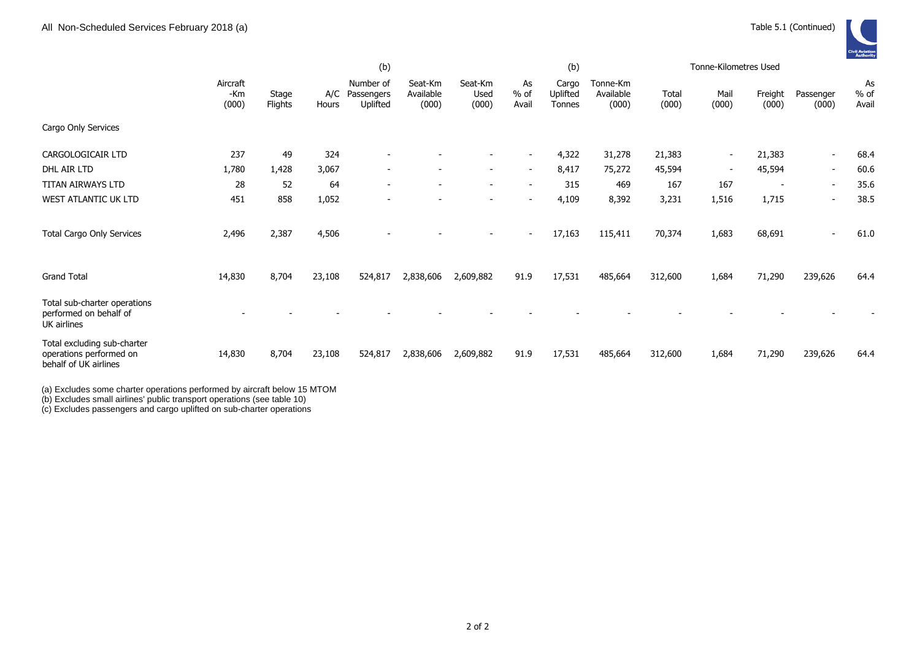All Non-Scheduled Services February 2018 (a)

Table 5.1 (Continued)

| | Aircraft -Km (000) | Stage Flights | A/C Hours | (b) Number of Passengers Uplifted | Seat-Km Available (000) | Seat-Km Used (000) | As % of Avail | (b) Cargo Uplifted Tonnes | Tonne-Km Available (000) | Tonne-Kilometres Used Total (000) | Mail (000) | Freight (000) | Passenger (000) | As % of Avail |
|---|---|---|---|---|---|---|---|---|---|---|---|---|---|---|
| **Cargo Only Services** | | | | | | | | | | | | | | |
| CARGOLOGICAIR LTD | 237 | 49 | 324 | - | - | - | - | 4,322 | 31,278 | 21,383 | - | 21,383 | - | 68.4 |
| DHL AIR LTD | 1,780 | 1,428 | 3,067 | - | - | - | - | 8,417 | 75,272 | 45,594 | - | 45,594 | - | 60.6 |
| TITAN AIRWAYS LTD | 28 | 52 | 64 | - | - | - | - | 315 | 469 | 167 | 167 | - | - | 35.6 |
| WEST ATLANTIC UK LTD | 451 | 858 | 1,052 | - | - | - | - | 4,109 | 8,392 | 3,231 | 1,516 | 1,715 | - | 38.5 |
| Total Cargo Only Services | 2,496 | 2,387 | 4,506 | - | - | - | - | 17,163 | 115,411 | 70,374 | 1,683 | 68,691 | - | 61.0 |
| Grand Total | 14,830 | 8,704 | 23,108 | 524,817 | 2,838,606 | 2,609,882 | 91.9 | 17,531 | 485,664 | 312,600 | 1,684 | 71,290 | 239,626 | 64.4 |
| Total sub-charter operations performed on behalf of UK airlines | - | - | - | - | - | - | - | - | - | - | - | - | - | - |
| Total excluding sub-charter operations performed on behalf of UK airlines | 14,830 | 8,704 | 23,108 | 524,817 | 2,838,606 | 2,609,882 | 91.9 | 17,531 | 485,664 | 312,600 | 1,684 | 71,290 | 239,626 | 64.4 |

(a) Excludes some charter operations performed by aircraft below 15 MTOM
(b) Excludes small airlines' public transport operations (see table 10)
(c) Excludes passengers and cargo uplifted on sub-charter operations